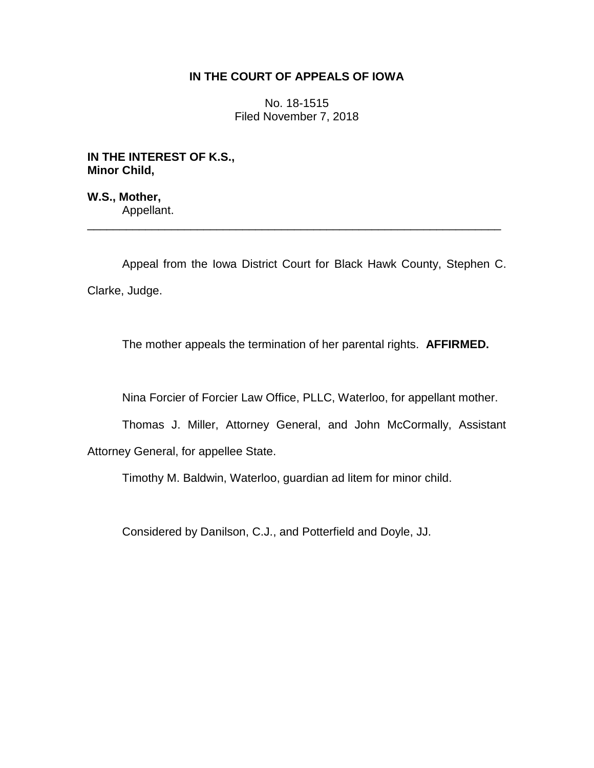**IN THE COURT OF APPEALS OF IOWA**

No. 18-1515
Filed November 7, 2018

**IN THE INTEREST OF K.S.,**
**Minor Child,**

**W.S., Mother,**
Appellant.

---

Appeal from the Iowa District Court for Black Hawk County, Stephen C. Clarke, Judge.

The mother appeals the termination of her parental rights. **AFFIRMED.**

Nina Forcier of Forcier Law Office, PLLC, Waterloo, for appellant mother.

Thomas J. Miller, Attorney General, and John McCormally, Assistant Attorney General, for appellee State.

Timothy M. Baldwin, Waterloo, guardian ad litem for minor child.

Considered by Danilson, C.J., and Potterfield and Doyle, JJ.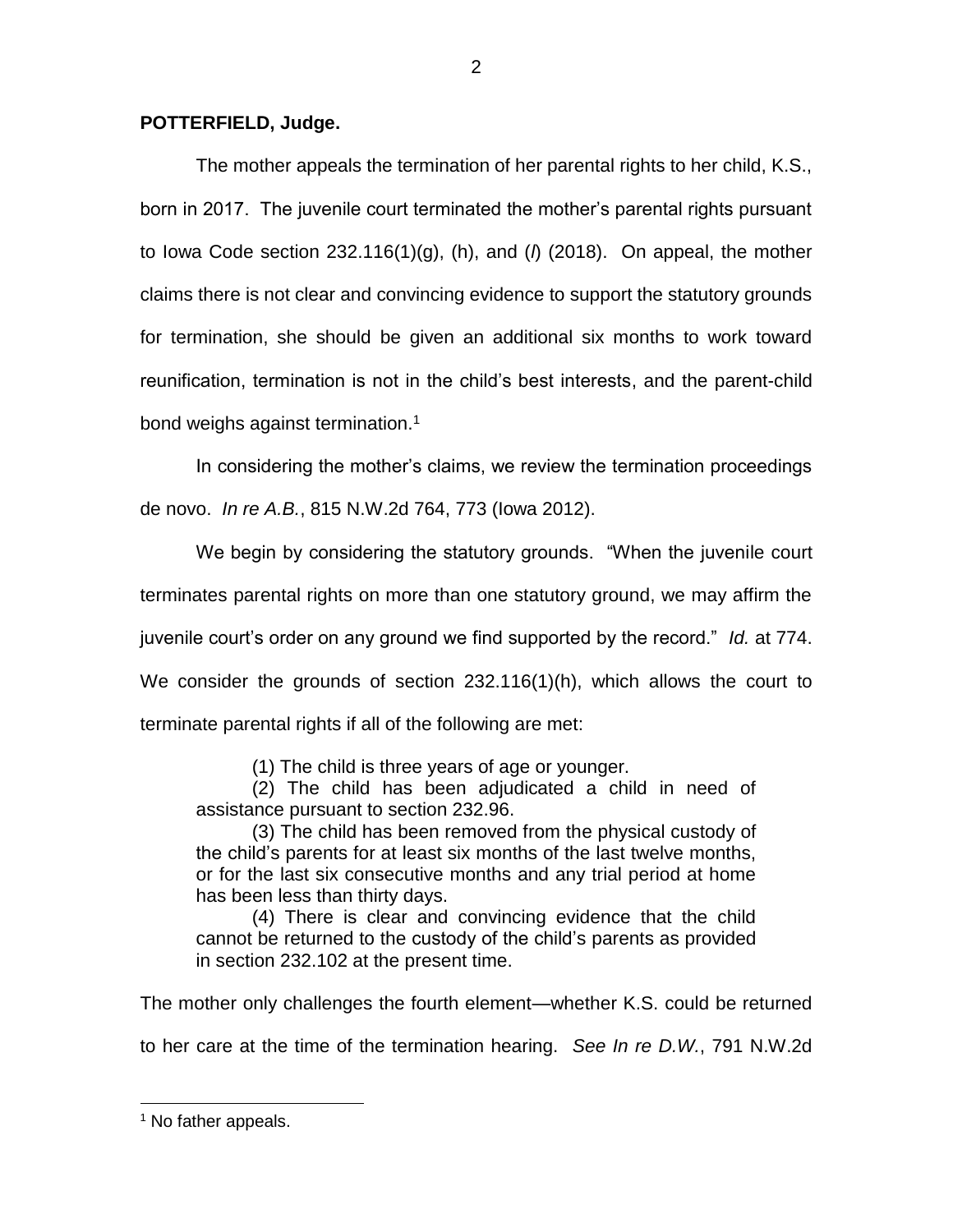**POTTERFIELD, Judge.**

The mother appeals the termination of her parental rights to her child, K.S., born in 2017. The juvenile court terminated the mother's parental rights pursuant to Iowa Code section 232.116(1)(g), (h), and (*l*) (2018). On appeal, the mother claims there is not clear and convincing evidence to support the statutory grounds for termination, she should be given an additional six months to work toward reunification, termination is not in the child's best interests, and the parent-child bond weighs against termination.[1]

In considering the mother's claims, we review the termination proceedings de novo. *In re A.B.*, 815 N.W.2d 764, 773 (Iowa 2012).

We begin by considering the statutory grounds. "When the juvenile court terminates parental rights on more than one statutory ground, we may affirm the juvenile court's order on any ground we find supported by the record." *Id.* at 774. We consider the grounds of section 232.116(1)(h), which allows the court to terminate parental rights if all of the following are met:

> (1) The child is three years of age or younger.
>
> (2) The child has been adjudicated a child in need of assistance pursuant to section 232.96.
>
> (3) The child has been removed from the physical custody of the child's parents for at least six months of the last twelve months, or for the last six consecutive months and any trial period at home has been less than thirty days.
>
> (4) There is clear and convincing evidence that the child cannot be returned to the custody of the child's parents as provided in section 232.102 at the present time.

The mother only challenges the fourth element—whether K.S. could be returned to her care at the time of the termination hearing. *See In re D.W.*, 791 N.W.2d

---

[1] No father appeals.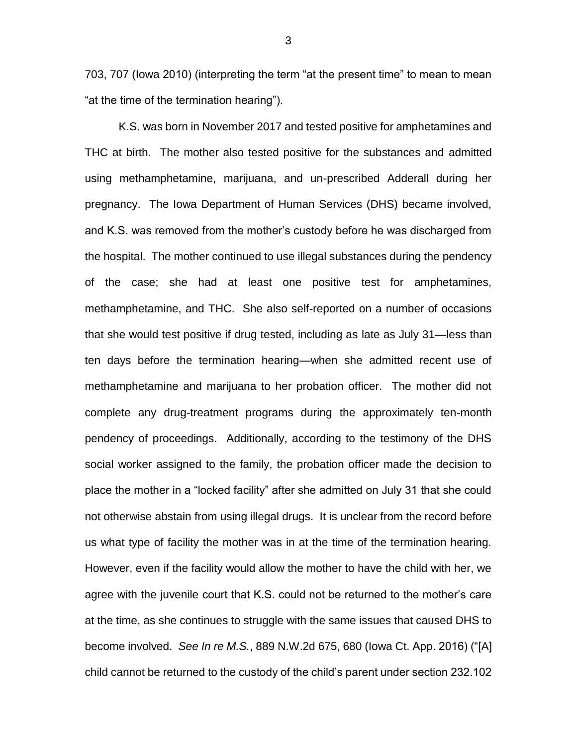703, 707 (Iowa 2010) (interpreting the term "at the present time" to mean to mean "at the time of the termination hearing").

K.S. was born in November 2017 and tested positive for amphetamines and THC at birth. The mother also tested positive for the substances and admitted using methamphetamine, marijuana, and un-prescribed Adderall during her pregnancy. The Iowa Department of Human Services (DHS) became involved, and K.S. was removed from the mother's custody before he was discharged from the hospital. The mother continued to use illegal substances during the pendency of the case; she had at least one positive test for amphetamines, methamphetamine, and THC. She also self-reported on a number of occasions that she would test positive if drug tested, including as late as July 31—less than ten days before the termination hearing—when she admitted recent use of methamphetamine and marijuana to her probation officer. The mother did not complete any drug-treatment programs during the approximately ten-month pendency of proceedings. Additionally, according to the testimony of the DHS social worker assigned to the family, the probation officer made the decision to place the mother in a "locked facility" after she admitted on July 31 that she could not otherwise abstain from using illegal drugs. It is unclear from the record before us what type of facility the mother was in at the time of the termination hearing. However, even if the facility would allow the mother to have the child with her, we agree with the juvenile court that K.S. could not be returned to the mother's care at the time, as she continues to struggle with the same issues that caused DHS to become involved. *See In re M.S.*, 889 N.W.2d 675, 680 (Iowa Ct. App. 2016) ("[A] child cannot be returned to the custody of the child's parent under section 232.102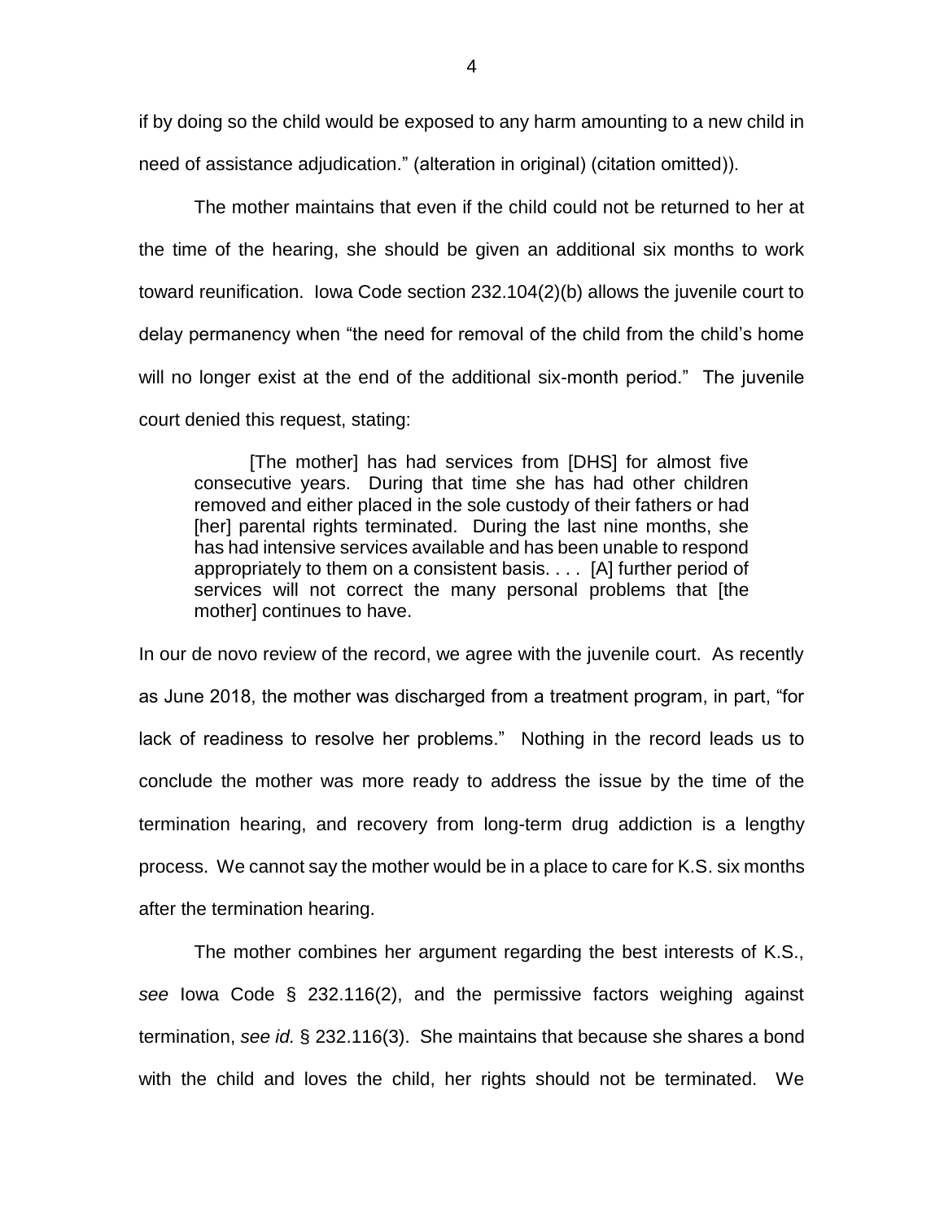if by doing so the child would be exposed to any harm amounting to a new child in need of assistance adjudication." (alteration in original) (citation omitted)).

The mother maintains that even if the child could not be returned to her at the time of the hearing, she should be given an additional six months to work toward reunification. Iowa Code section 232.104(2)(b) allows the juvenile court to delay permanency when "the need for removal of the child from the child's home will no longer exist at the end of the additional six-month period." The juvenile court denied this request, stating:

> [The mother] has had services from [DHS] for almost five consecutive years. During that time she has had other children removed and either placed in the sole custody of their fathers or had [her] parental rights terminated. During the last nine months, she has had intensive services available and has been unable to respond appropriately to them on a consistent basis. . . . [A] further period of services will not correct the many personal problems that [the mother] continues to have.

In our de novo review of the record, we agree with the juvenile court. As recently as June 2018, the mother was discharged from a treatment program, in part, "for lack of readiness to resolve her problems." Nothing in the record leads us to conclude the mother was more ready to address the issue by the time of the termination hearing, and recovery from long-term drug addiction is a lengthy process. We cannot say the mother would be in a place to care for K.S. six months after the termination hearing.

The mother combines her argument regarding the best interests of K.S., *see* Iowa Code § 232.116(2), and the permissive factors weighing against termination, *see id.* § 232.116(3). She maintains that because she shares a bond with the child and loves the child, her rights should not be terminated. We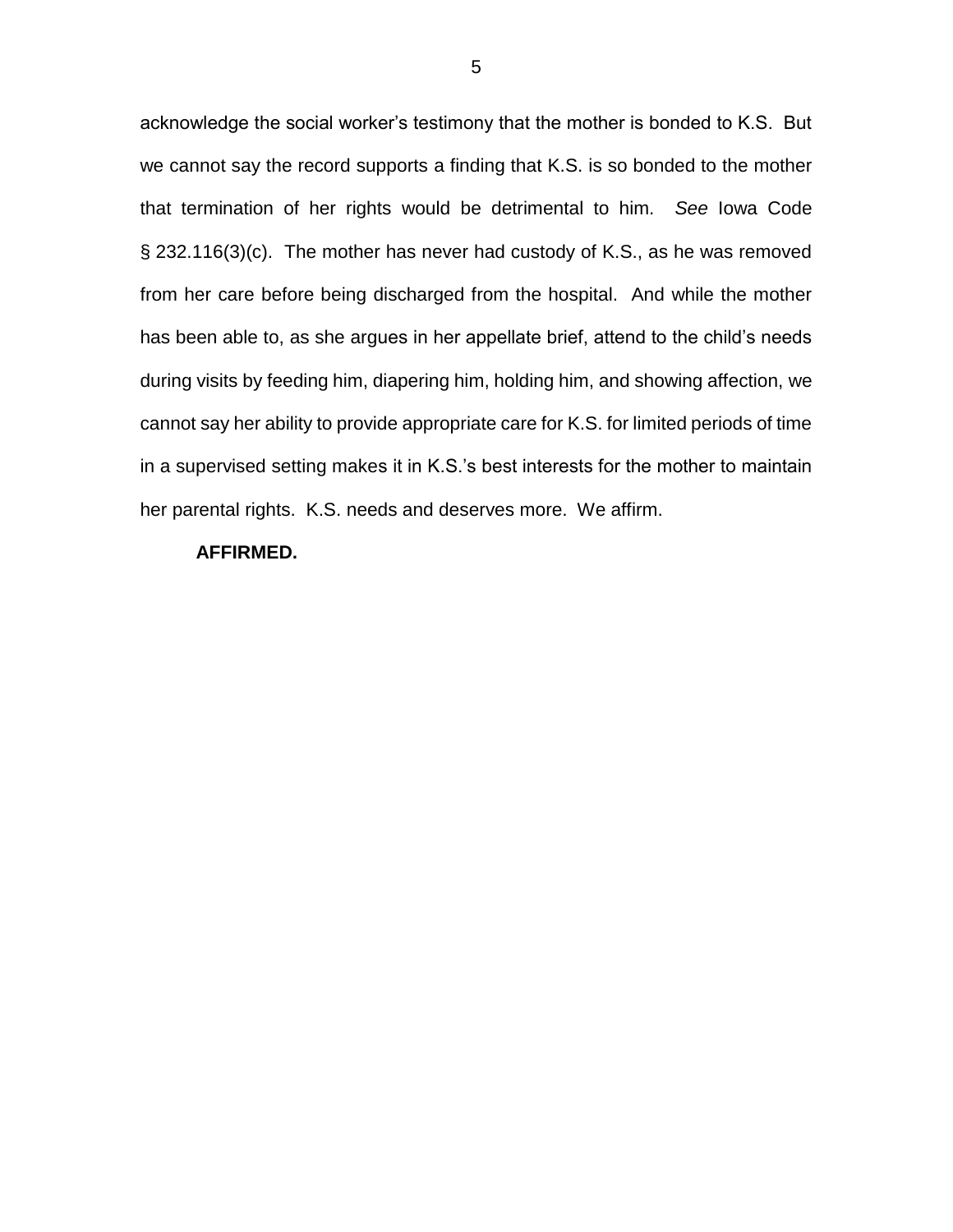acknowledge the social worker's testimony that the mother is bonded to K.S. But we cannot say the record supports a finding that K.S. is so bonded to the mother that termination of her rights would be detrimental to him. *See* Iowa Code § 232.116(3)(c). The mother has never had custody of K.S., as he was removed from her care before being discharged from the hospital. And while the mother has been able to, as she argues in her appellate brief, attend to the child's needs during visits by feeding him, diapering him, holding him, and showing affection, we cannot say her ability to provide appropriate care for K.S. for limited periods of time in a supervised setting makes it in K.S.'s best interests for the mother to maintain her parental rights. K.S. needs and deserves more. We affirm.

**AFFIRMED.**